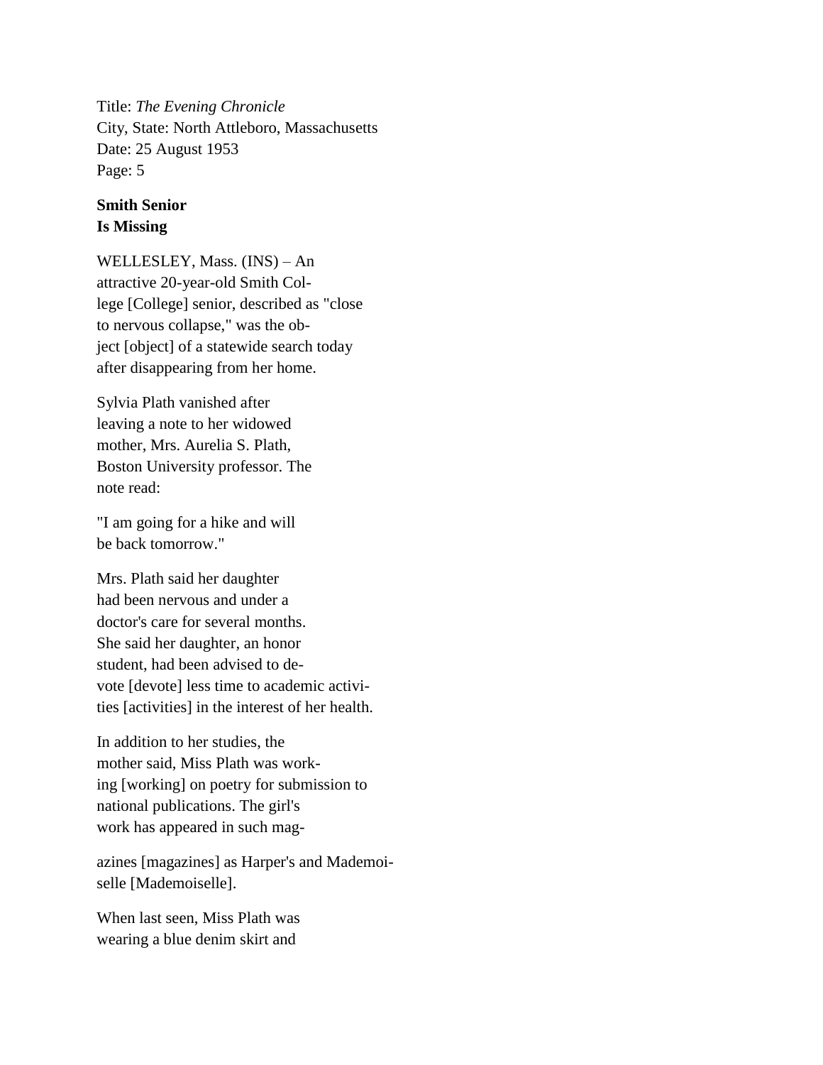Title: *The Evening Chronicle*
City, State: North Attleboro, Massachusetts
Date: 25 August 1953
Page: 5

**Smith Senior**
**Is Missing**

WELLESLEY, Mass. (INS) – An attractive 20-year-old Smith Col-lege [College] senior, described as "close to nervous collapse," was the ob-ject [object] of a statewide search today after disappearing from her home.

Sylvia Plath vanished after leaving a note to her widowed mother, Mrs. Aurelia S. Plath, Boston University professor. The note read:

"I am going for a hike and will be back tomorrow."

Mrs. Plath said her daughter had been nervous and under a doctor's care for several months. She said her daughter, an honor student, had been advised to de-vote [devote] less time to academic activi-ties [activities] in the interest of her health.

In addition to her studies, the mother said, Miss Plath was work-ing [working] on poetry for submission to national publications. The girl's work has appeared in such mag-

azines [magazines] as Harper's and Mademoi-selle [Mademoiselle].

When last seen, Miss Plath was wearing a blue denim skirt and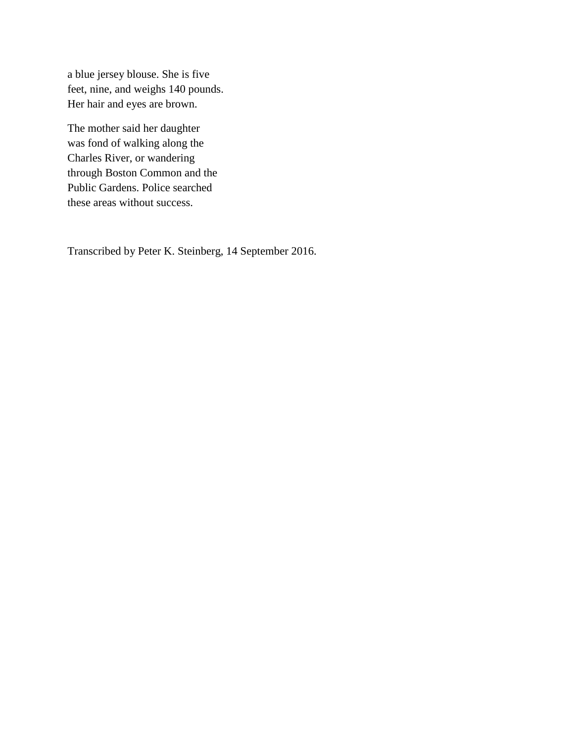a blue jersey blouse. She is five feet, nine, and weighs 140 pounds. Her hair and eyes are brown.

The mother said her daughter was fond of walking along the Charles River, or wandering through Boston Common and the Public Gardens. Police searched these areas without success.

Transcribed by Peter K. Steinberg, 14 September 2016.